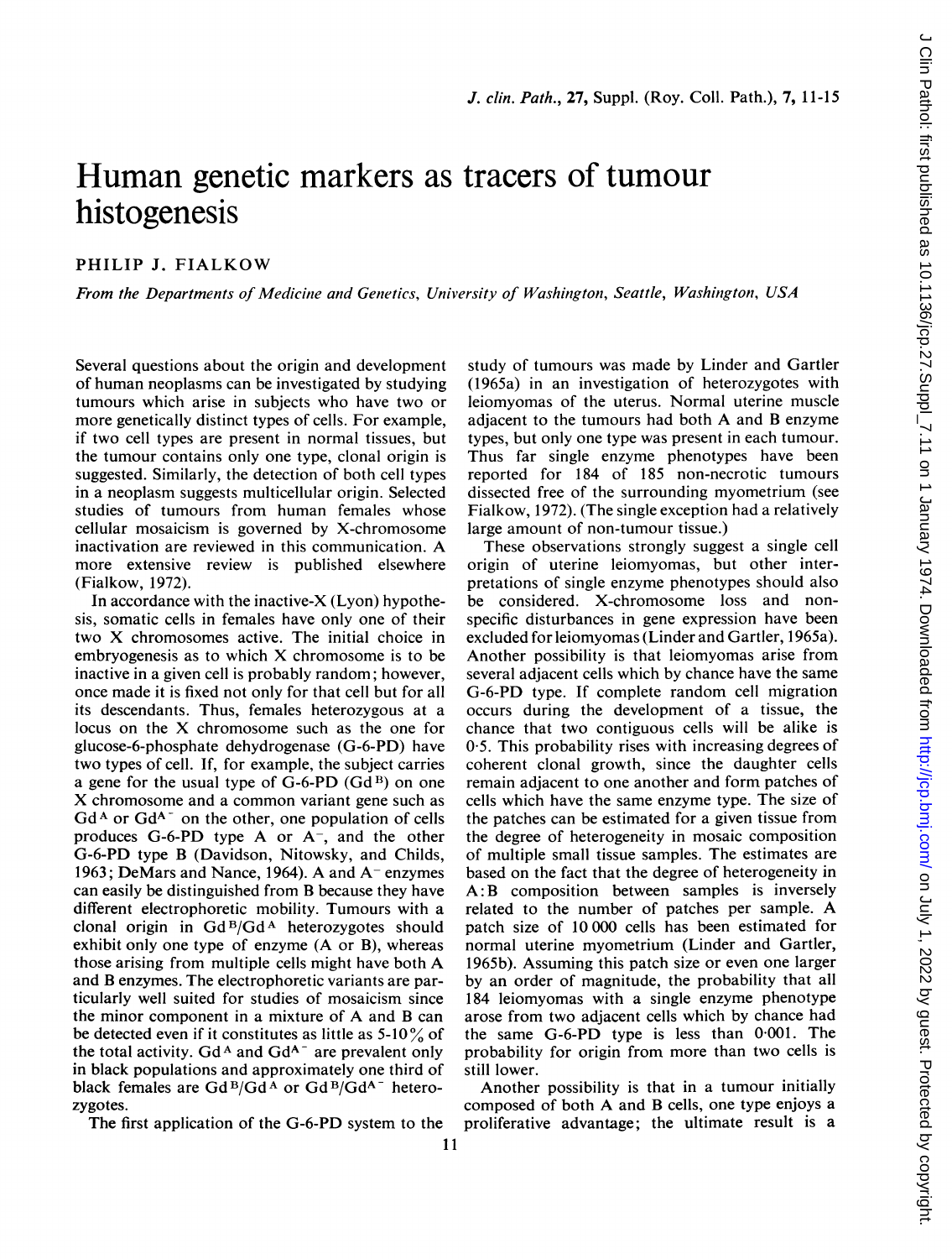# Human genetic markers as tracers of tumour histogenesis

PHILIP J. FIALKOW

*From the Departments of Medicine and Genetics, University of Washington, Seattle, Washington, USA*

Several questions about the origin and development of human neoplasms can be investigated by studying tumours which arise in subjects who have two or more genetically distinct types of cells. For example, if two cell types are present in normal tissues, but the tumour contains only one type, clonal origin is suggested. Similarly, the detection of both cell types in a neoplasm suggests multicellular origin. Selected studies of tumours from human females whose cellular mosaicism is governed by X-chromosome inactivation are reviewed in this communication. A more extensive review is published elsewhere (Fialkow, 1972).

In accordance with the inactive-X (Lyon) hypothesis, somatic cells in females have only one of their two X chromosomes active. The initial choice in embryogenesis as to which X chromosome is to be inactive in a given cell is probably random; however, once made it is fixed not only for that cell but for all its descendants. Thus, females heterozygous at a locus on the X chromosome such as the one for glucose-6-phosphate dehydrogenase (G-6-PD) have two types of cell. If, for example, the subject carries a gene for the usual type of G-6-PD ($Gd^B$) on one X chromosome and a common variant gene such as $Gd^A$ or $Gd^{A-}$ on the other, one population of cells produces G-6-PD type A or $A^-$, and the other G-6-PD type B (Davidson, Nitowsky, and Childs, 1963; DeMars and Nance, 1964). A and $A^-$ enzymes can easily be distinguished from B because they have different electrophoretic mobility. Tumours with a clonal origin in $Gd^B/Gd^A$ heterozygotes should exhibit only one type of enzyme (A or B), whereas those arising from multiple cells might have both A and B enzymes. The electrophoretic variants are particularly well suited for studies of mosaicism since the minor component in a mixture of A and B can be detected even if it constitutes as little as 5-10% of the total activity. $Gd^A$ and $Gd^{A-}$ are prevalent only in black populations and approximately one third of black females are $Gd^B/Gd^A$ or $Gd^B/Gd^{A-}$ heterozygotes.

The first application of the G-6-PD system to the study of tumours was made by Linder and Gartler (1965a) in an investigation of heterozygotes with leiomyomas of the uterus. Normal uterine muscle adjacent to the tumours had both A and B enzyme types, but only one type was present in each tumour. Thus far single enzyme phenotypes have been reported for 184 of 185 non-necrotic tumours dissected free of the surrounding myometrium (see Fialkow, 1972). (The single exception had a relatively large amount of non-tumour tissue.)

These observations strongly suggest a single cell origin of uterine leiomyomas, but other interpretations of single enzyme phenotypes should also be considered. X-chromosome loss and non-specific disturbances in gene expression have been excluded for leiomyomas (Linder and Gartler, 1965a). Another possibility is that leiomyomas arise from several adjacent cells which by chance have the same G-6-PD type. If complete random cell migration occurs during the development of a tissue, the chance that two contiguous cells will be alike is 0·5. This probability rises with increasing degrees of coherent clonal growth, since the daughter cells remain adjacent to one another and form patches of cells which have the same enzyme type. The size of the patches can be estimated for a given tissue from the degree of heterogeneity in mosaic composition of multiple small tissue samples. The estimates are based on the fact that the degree of heterogeneity in A:B composition between samples is inversely related to the number of patches per sample. A patch size of 10 000 cells has been estimated for normal uterine myometrium (Linder and Gartler, 1965b). Assuming this patch size or even one larger by an order of magnitude, the probability that all 184 leiomyomas with a single enzyme phenotype arose from two adjacent cells which by chance had the same G-6-PD type is less than 0·001. The probability for origin from more than two cells is still lower.

Another possibility is that in a tumour initially composed of both A and B cells, one type enjoys a proliferative advantage; the ultimate result is a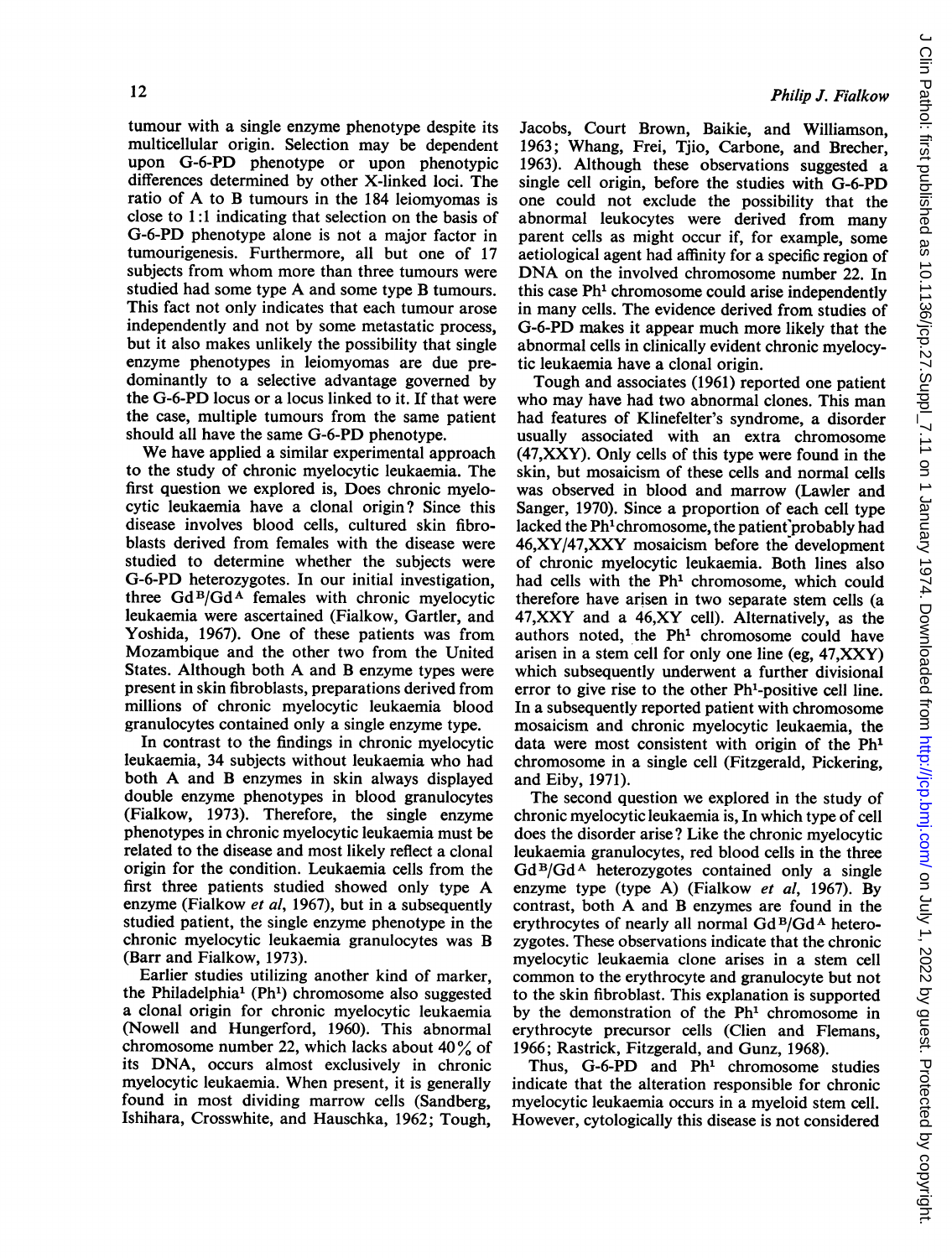tumour with a single enzyme phenotype despite its multicellular origin. Selection may be dependent upon G-6-PD phenotype or upon phenotypic differences determined by other X-linked loci. The ratio of A to B tumours in the 184 leiomyomas is close to 1:1 indicating that selection on the basis of G-6-PD phenotype alone is not a major factor in tumourigenesis. Furthermore, all but one of 17 subjects from whom more than three tumours were studied had some type A and some type B tumours. This fact not only indicates that each tumour arose independently and not by some metastatic process, but it also makes unlikely the possibility that single enzyme phenotypes in leiomyomas are due predominantly to a selective advantage governed by the G-6-PD locus or a locus linked to it. If that were the case, multiple tumours from the same patient should all have the same G-6-PD phenotype.

We have applied a similar experimental approach to the study of chronic myelocytic leukaemia. The first question we explored is, Does chronic myelocytic leukaemia have a clonal origin? Since this disease involves blood cells, cultured skin fibroblasts derived from females with the disease were studied to determine whether the subjects were G-6-PD heterozygotes. In our initial investigation, three $Gd^B/Gd^A$ females with chronic myelocytic leukaemia were ascertained (Fialkow, Gartler, and Yoshida, 1967). One of these patients was from Mozambique and the other two from the United States. Although both A and B enzyme types were present in skin fibroblasts, preparations derived from millions of chronic myelocytic leukaemia blood granulocytes contained only a single enzyme type.

In contrast to the findings in chronic myelocytic leukaemia, 34 subjects without leukaemia who had both A and B enzymes in skin always displayed double enzyme phenotypes in blood granulocytes (Fialkow, 1973). Therefore, the single enzyme phenotypes in chronic myelocytic leukaemia must be related to the disease and most likely reflect a clonal origin for the condition. Leukaemia cells from the first three patients studied showed only type A enzyme (Fialkow *et al*, 1967), but in a subsequently studied patient, the single enzyme phenotype in the chronic myelocytic leukaemia granulocytes was B (Barr and Fialkow, 1973).

Earlier studies utilizing another kind of marker, the Philadelphia[1] (Ph[1]) chromosome also suggested a clonal origin for chronic myelocytic leukaemia (Nowell and Hungerford, 1960). This abnormal chromosome number 22, which lacks about 40% of its DNA, occurs almost exclusively in chronic myelocytic leukaemia. When present, it is generally found in most dividing marrow cells (Sandberg, Ishihara, Crosswhite, and Hauschka, 1962; Tough, Jacobs, Court Brown, Baikie, and Williamson, 1963; Whang, Frei, Tjio, Carbone, and Brecher, 1963). Although these observations suggested a single cell origin, before the studies with G-6-PD one could not exclude the possibility that the abnormal leukocytes were derived from many parent cells as might occur if, for example, some aetiological agent had affinity for a specific region of DNA on the involved chromosome number 22. In this case Ph[1] chromosome could arise independently in many cells. The evidence derived from studies of G-6-PD makes it appear much more likely that the abnormal cells in clinically evident chronic myelocytic leukaemia have a clonal origin.

Tough and associates (1961) reported one patient who may have had two abnormal clones. This man had features of Klinefelter's syndrome, a disorder usually associated with an extra chromosome (47,XXY). Only cells of this type were found in the skin, but mosaicism of these cells and normal cells was observed in blood and marrow (Lawler and Sanger, 1970). Since a proportion of each cell type lacked the Ph[1] chromosome, the patient probably had 46,XY/47,XXY mosaicism before the development of chronic myelocytic leukaemia. Both lines also had cells with the Ph[1] chromosome, which could therefore have arisen in two separate stem cells (a 47,XXY and a 46,XY cell). Alternatively, as the authors noted, the Ph[1] chromosome could have arisen in a stem cell for only one line (eg, 47,XXY) which subsequently underwent a further divisional error to give rise to the other Ph[1]-positive cell line. In a subsequently reported patient with chromosome mosaicism and chronic myelocytic leukaemia, the data were most consistent with origin of the Ph[1] chromosome in a single cell (Fitzgerald, Pickering, and Eiby, 1971).

The second question we explored in the study of chronic myelocytic leukaemia is, In which type of cell does the disorder arise? Like the chronic myelocytic leukaemia granulocytes, red blood cells in the three $Gd^B/Gd^A$ heterozygotes contained only a single enzyme type (type A) (Fialkow *et al*, 1967). By contrast, both A and B enzymes are found in the erythrocytes of nearly all normal $Gd^B/Gd^A$ heterozygotes. These observations indicate that the chronic myelocytic leukaemia clone arises in a stem cell common to the erythrocyte and granulocyte but not to the skin fibroblast. This explanation is supported by the demonstration of the Ph[1] chromosome in erythrocyte precursor cells (Clien and Flemans, 1966; Rastrick, Fitzgerald, and Gunz, 1968).

Thus, G-6-PD and Ph[1] chromosome studies indicate that the alteration responsible for chronic myelocytic leukaemia occurs in a myeloid stem cell. However, cytologically this disease is not considered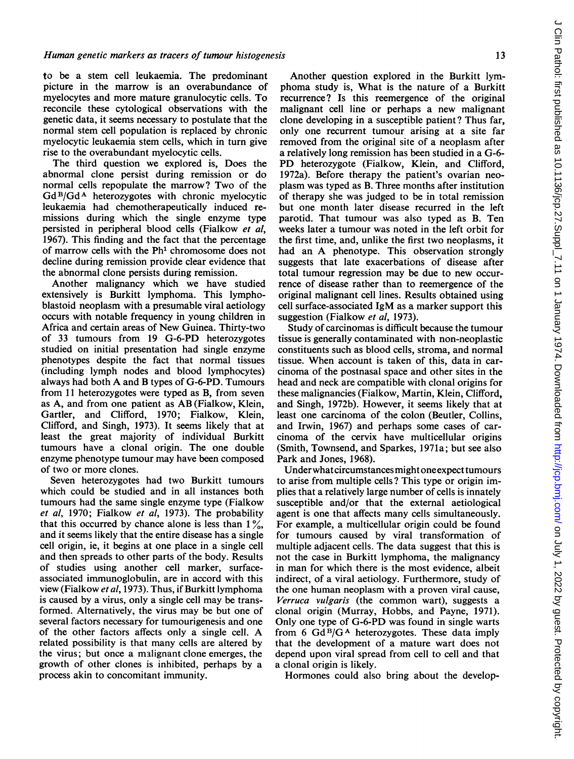to be a stem cell leukaemia. The predominant picture in the marrow is an overabundance of myelocytes and more mature granulocytic cells. To reconcile these cytological observations with the genetic data, it seems necessary to postulate that the normal stem cell population is replaced by chronic myelocytic leukaemia stem cells, which in turn give rise to the overabundant myelocytic cells.

The third question we explored is, Does the abnormal clone persist during remission or do normal cells repopulate the marrow? Two of the $Gd^B/Gd^A$ heterozygotes with chronic myelocytic leukaemia had chemotherapeutically induced remissions during which the single enzyme type persisted in peripheral blood cells (Fialkow *et al*, 1967). This finding and the fact that the percentage of marrow cells with the $Ph^1$ chromosome does not decline during remission provide clear evidence that the abnormal clone persists during remission.

Another malignancy which we have studied extensively is Burkitt lymphoma. This lymphoblastoid neoplasm with a presumable viral aetiology occurs with notable frequency in young children in Africa and certain areas of New Guinea. Thirty-two of 33 tumours from 19 G-6-PD heterozygotes studied on initial presentation had single enzyme phenotypes despite the fact that normal tissues (including lymph nodes and blood lymphocytes) always had both A and B types of G-6-PD. Tumours from 11 heterozygotes were typed as B, from seven as A, and from one patient as AB (Fialkow, Klein, Gartler, and Clifford, 1970; Fialkow, Klein, Clifford, and Singh, 1973). It seems likely that at least the great majority of individual Burkitt tumours have a clonal origin. The one double enzyme phenotype tumour may have been composed of two or more clones.

Seven heterozygotes had two Burkitt tumours which could be studied and in all instances both tumours had the same single enzyme type (Fialkow *et al*, 1970; Fialkow *et al*, 1973). The probability that this occurred by chance alone is less than 1%, and it seems likely that the entire disease has a single cell origin, ie, it begins at one place in a single cell and then spreads to other parts of the body. Results of studies using another cell marker, surface-associated immunoglobulin, are in accord with this view (Fialkow *et al*, 1973). Thus, if Burkitt lymphoma is caused by a virus, only a single cell may be transformed. Alternatively, the virus may be but one of several factors necessary for tumourigenesis and one of the other factors affects only a single cell. A related possibility is that many cells are altered by the virus; but once a malignant clone emerges, the growth of other clones is inhibited, perhaps by a process akin to concomitant immunity.

Another question explored in the Burkitt lymphoma study is, What is the nature of a Burkitt recurrence? Is this reemergence of the original malignant cell line or perhaps a new malignant clone developing in a susceptible patient? Thus far, only one recurrent tumour arising at a site far removed from the original site of a neoplasm after a relatively long remission has been studied in a G-6-PD heterozygote (Fialkow, Klein, and Clifford, 1972a). Before therapy the patient's ovarian neoplasm was typed as B. Three months after institution of therapy she was judged to be in total remission but one month later disease recurred in the left parotid. That tumour was also typed as B. Ten weeks later a tumour was noted in the left orbit for the first time, and, unlike the first two neoplasms, it had an A phenotype. This observation strongly suggests that late exacerbations of disease after total tumour regression may be due to new occurrence of disease rather than to reemergence of the original malignant cell lines. Results obtained using cell surface-associated IgM as a marker support this suggestion (Fialkow *et al*, 1973).

Study of carcinomas is difficult because the tumour tissue is generally contaminated with non-neoplastic constituents such as blood cells, stroma, and normal tissue. When account is taken of this, data in carcinoma of the postnasal space and other sites in the head and neck are compatible with clonal origins for these malignancies (Fialkow, Martin, Klein, Clifford, and Singh, 1972b). However, it seems likely that at least one carcinoma of the colon (Beutler, Collins, and Irwin, 1967) and perhaps some cases of carcinoma of the cervix have multicellular origins (Smith, Townsend, and Sparkes, 1971a; but see also Park and Jones, 1968).

Under what circumstances might one expect tumours to arise from multiple cells? This type or origin implies that a relatively large number of cells is innately susceptible and/or that the external aetiological agent is one that affects many cells simultaneously. For example, a multicellular origin could be found for tumours caused by viral transformation of multiple adjacent cells. The data suggest that this is not the case in Burkitt lymphoma, the malignancy in man for which there is the most evidence, albeit indirect, of a viral aetiology. Furthermore, study of the one human neoplasm with a proven viral cause, *Verruca vulgaris* (the common wart), suggests a clonal origin (Murray, Hobbs, and Payne, 1971). Only one type of G-6-PD was found in single warts from 6 $Gd^B/G^A$ heterozygotes. These data imply that the development of a mature wart does not depend upon viral spread from cell to cell and that a clonal origin is likely.

Hormones could also bring about the develop-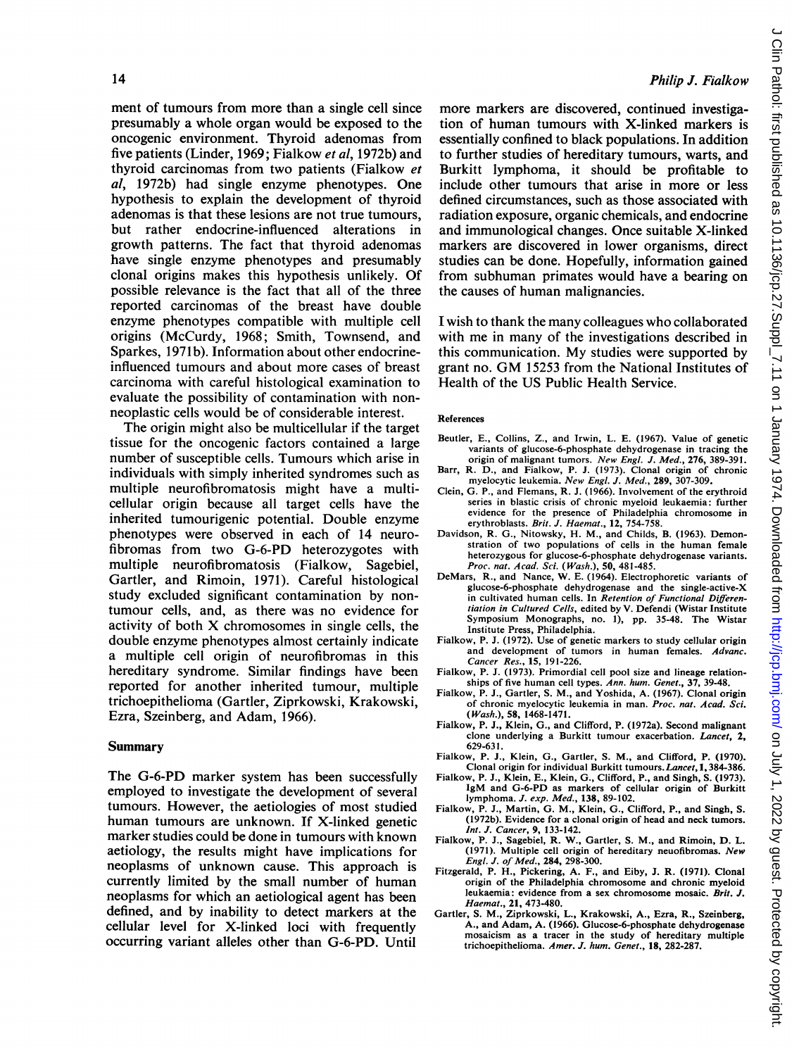ment of tumours from more than a single cell since presumably a whole organ would be exposed to the oncogenic environment. Thyroid adenomas from five patients (Linder, 1969; Fialkow *et al*, 1972b) and thyroid carcinomas from two patients (Fialkow *et al*, 1972b) had single enzyme phenotypes. One hypothesis to explain the development of thyroid adenomas is that these lesions are not true tumours, but rather endocrine-influenced alterations in growth patterns. The fact that thyroid adenomas have single enzyme phenotypes and presumably clonal origins makes this hypothesis unlikely. Of possible relevance is the fact that all of the three reported carcinomas of the breast have double enzyme phenotypes compatible with multiple cell origins (McCurdy, 1968; Smith, Townsend, and Sparkes, 1971b). Information about other endocrine-influenced tumours and about more cases of breast carcinoma with careful histological examination to evaluate the possibility of contamination with non-neoplastic cells would be of considerable interest.

The origin might also be multicellular if the target tissue for the oncogenic factors contained a large number of susceptible cells. Tumours which arise in individuals with simply inherited syndromes such as multiple neurofibromatosis might have a multicellular origin because all target cells have the inherited tumourigenic potential. Double enzyme phenotypes were observed in each of 14 neurofibromas from two G-6-PD heterozygotes with multiple neurofibromatosis (Fialkow, Sagebiel, Gartler, and Rimoin, 1971). Careful histological study excluded significant contamination by non-tumour cells, and, as there was no evidence for activity of both X chromosomes in single cells, the double enzyme phenotypes almost certainly indicate a multiple cell origin of neurofibromas in this hereditary syndrome. Similar findings have been reported for another inherited tumour, multiple trichoepithelioma (Gartler, Ziprkowski, Krakowski, Ezra, Szeinberg, and Adam, 1966).

## Summary

The G-6-PD marker system has been successfully employed to investigate the development of several tumours. However, the aetiologies of most studied human tumours are unknown. If X-linked genetic marker studies could be done in tumours with known aetiology, the results might have implications for neoplasms of unknown cause. This approach is currently limited by the small number of human neoplasms for which an aetiological agent has been defined, and by inability to detect markers at the cellular level for X-linked loci with frequently occurring variant alleles other than G-6-PD. Until more markers are discovered, continued investigation of human tumours with X-linked markers is essentially confined to black populations. In addition to further studies of hereditary tumours, warts, and Burkitt lymphoma, it should be profitable to include other tumours that arise in more or less defined circumstances, such as those associated with radiation exposure, organic chemicals, and endocrine and immunological changes. Once suitable X-linked markers are discovered in lower organisms, direct studies can be done. Hopefully, information gained from subhuman primates would have a bearing on the causes of human malignancies.

I wish to thank the many colleagues who collaborated with me in many of the investigations described in this communication. My studies were supported by grant no. GM 15253 from the National Institutes of Health of the US Public Health Service.

### References

Beutler, E., Collins, Z., and Irwin, L. E. (1967). Value of genetic variants of glucose-6-phosphate dehydrogenase in tracing the origin of malignant tumors. *New Engl. J. Med.*, **276**, 389-391.

Barr, R. D., and Fialkow, P. J. (1973). Clonal origin of chronic myelocytic leukemia. *New Engl. J. Med.*, **289**, 307-309.

Clein, G. P., and Flemans, R. J. (1966). Involvement of the erythroid series in blastic crisis of chronic myeloid leukaemia: further evidence for the presence of Philadelphia chromosome in erythroblasts. *Brit. J. Haemat.*, **12**, 754-758.

Davidson, R. G., Nitowsky, H. M., and Childs, B. (1963). Demonstration of two populations of cells in the human female heterozygous for glucose-6-phosphate dehydrogenase variants. *Proc. nat. Acad. Sci. (Wash.)*, **50**, 481-485.

DeMars, R., and Nance, W. E. (1964). Electrophoretic variants of glucose-6-phosphate dehydrogenase and the single-active-X in cultivated human cells. In *Retention of Functional Differentiation in Cultured Cells*, edited by V. Defendi (Wistar Institute Symposium Monographs, no. 1), pp. 35-48. The Wistar Institute Press, Philadelphia.

Fialkow, P. J. (1972). Use of genetic markers to study cellular origin and development of tumors in human females. *Advanc. Cancer Res.*, **15**, 191-226.

Fialkow, P. J. (1973). Primordial cell pool size and lineage relationships of five human cell types. *Ann. hum. Genet.*, **37**, 39-48.

Fialkow, P. J., Gartler, S. M., and Yoshida, A. (1967). Clonal origin of chronic myelocytic leukemia in man. *Proc. nat. Acad. Sci. (Wash.)*, **58**, 1468-1471.

Fialkow, P. J., Klein, G., and Clifford, P. (1972a). Second malignant clone underlying a Burkitt tumour exacerbation. *Lancet*, **2**, 629-631.

Fialkow, P. J., Klein, G., Gartler, S. M., and Clifford, P. (1970). Clonal origin for individual Burkitt tumours. *Lancet*, **1**, 384-386.

Fialkow, P. J., Klein, E., Klein, G., Clifford, P., and Singh, S. (1973). IgM and G-6-PD as markers of cellular origin of Burkitt lymphoma. *J. exp. Med.*, **138**, 89-102.

Fialkow, P. J., Martin, G. M., Klein, G., Clifford, P., and Singh, S. (1972b). Evidence for a clonal origin of head and neck tumors. *Int. J. Cancer*, **9**, 133-142.

Fialkow, P. J., Sagebiel, R. W., Gartler, S. M., and Rimoin, D. L. (1971). Multiple cell origin of hereditary neuofibromas. *New Engl. J. of Med.*, **284**, 298-300.

Fitzgerald, P. H., Pickering, A. F., and Eiby, J. R. (1971). Clonal origin of the Philadelphia chromosome and chronic myeloid leukaemia: evidence from a sex chromosome mosaic. *Brit. J. Haemat.*, **21**, 473-480.

Gartler, S. M., Ziprkowski, L., Krakowski, A., Ezra, R., Szeinberg, A., and Adam, A. (1966). Glucose-6-phosphate dehydrogenase mosaicism as a tracer in the study of hereditary multiple trichoepithelioma. *Amer. J. hum. Genet.*, **18**, 282-287.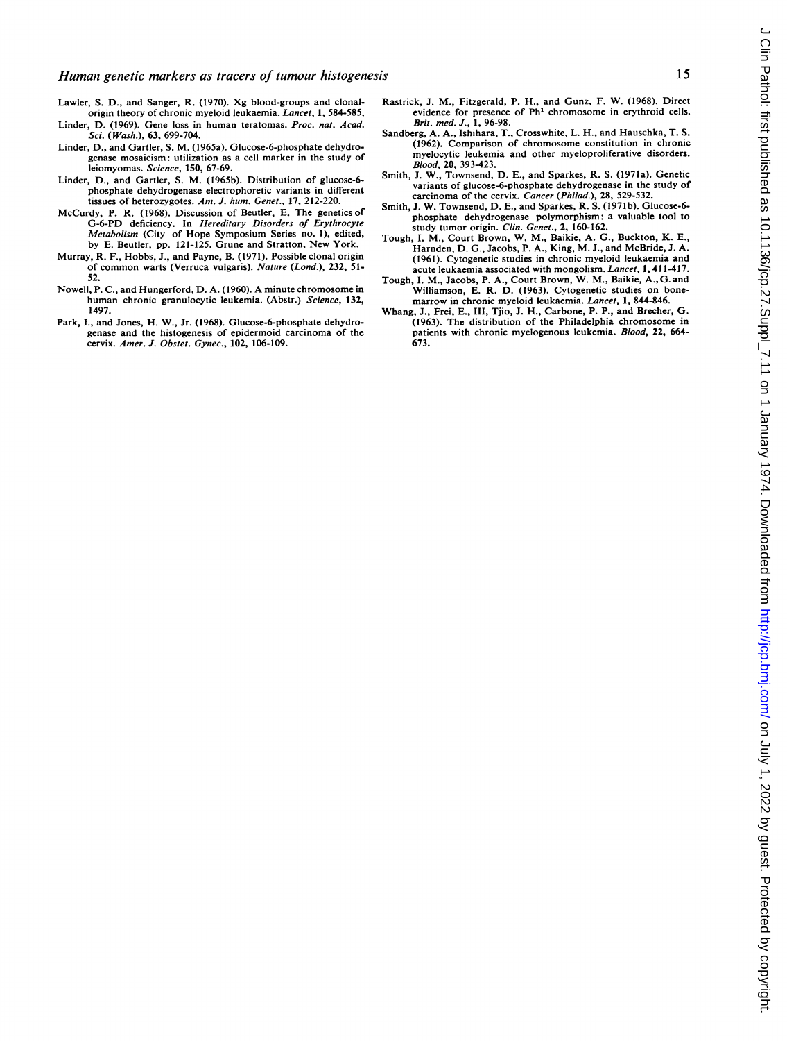Lawler, S. D., and Sanger, R. (1970). Xg blood-groups and clonal-origin theory of chronic myeloid leukaemia. *Lancet*, **1**, 584-585.

Linder, D. (1969). Gene loss in human teratomas. *Proc. nat. Acad. Sci. (Wash.)*, **63**, 699-704.

Linder, D., and Gartler, S. M. (1965a). Glucose-6-phosphate dehydrogenase mosaicism: utilization as a cell marker in the study of leiomyomas. *Science*, **150**, 67-69.

Linder, D., and Gartler, S. M. (1965b). Distribution of glucose-6-phosphate dehydrogenase electrophoretic variants in different tissues of heterozygotes. *Am. J. hum. Genet.*, **17**, 212-220.

McCurdy, P. R. (1968). Discussion of Beutler, E. The genetics of G-6-PD deficiency. In *Hereditary Disorders of Erythrocyte Metabolism* (City of Hope Symposium Series no. 1), edited, by E. Beutler, pp. 121-125. Grune and Stratton, New York.

Murray, R. F., Hobbs, J., and Payne, B. (1971). Possible clonal origin of common warts (Verruca vulgaris). *Nature (Lond.)*, **232**, 51-52.

Nowell, P. C., and Hungerford, D. A. (1960). A minute chromosome in human chronic granulocytic leukemia. (Abstr.) *Science*, **132**, 1497.

Park, I., and Jones, H. W., Jr. (1968). Glucose-6-phosphate dehydrogenase and the histogenesis of epidermoid carcinoma of the cervix. *Amer. J. Obstet. Gynec.*, **102**, 106-109.

Rastrick, J. M., Fitzgerald, P. H., and Gunz, F. W. (1968). Direct evidence for presence of Ph[1] chromosome in erythroid cells. *Brit. med. J.*, **1**, 96-98.

Sandberg, A. A., Ishihara, T., Crosswhite, L. H., and Hauschka, T. S. (1962). Comparison of chromosome constitution in chronic myelocytic leukemia and other myeloproliferative disorders. *Blood*, **20**, 393-423.

Smith, J. W., Townsend, D. E., and Sparkes, R. S. (1971a). Genetic variants of glucose-6-phosphate dehydrogenase in the study of carcinoma of the cervix. *Cancer (Philad.)*, **28**, 529-532.

Smith, J. W. Townsend, D. E., and Sparkes, R. S. (1971b). Glucose-6-phosphate dehydrogenase polymorphism: a valuable tool to study tumor origin. *Clin. Genet.*, **2**, 160-162.

Tough, I. M., Court Brown, W. M., Baikie, A. G., Buckton, K. E., Harnden, D. G., Jacobs, P. A., King, M. J., and McBride, J. A. (1961). Cytogenetic studies in chronic myeloid leukaemia and acute leukaemia associated with mongolism. *Lancet*, **1**, 411-417.

Tough, I. M., Jacobs, P. A., Court Brown, W. M., Baikie, A., G. and Williamson, E. R. D. (1963). Cytogenetic studies on bone-marrow in chronic myeloid leukaemia. *Lancet*, **1**, 844-846.

Whang, J., Frei, E., III, Tjio, J. H., Carbone, P. P., and Brecher, G. (1963). The distribution of the Philadelphia chromosome in patients with chronic myelogenous leukemia. *Blood*, **22**, 664-673.